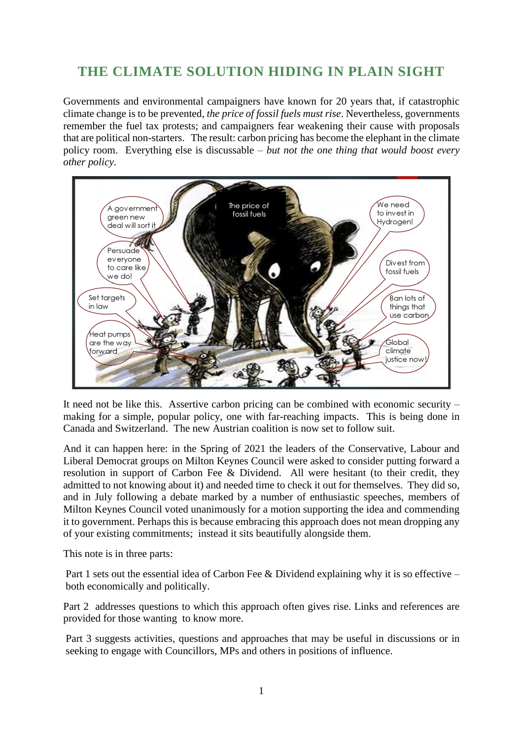# THE CLIMATE SOLUTION HIDING IN PLAIN SIGHT

Governments and environmental campaigners have known for 20 years that, if catastrophic climate change is to be prevented, *the price of fossil fuels must rise*. Nevertheless, governments remember the fuel tax protests; and campaigners fear weakening their cause with proposals that are political non-starters. The result: carbon pricing has become the elephant in the climate policy room. Everything else is discussable – *but not the one thing that would boost every other policy*.

It need not be like this. Assertive carbon pricing can be combined with economic security – making for a simple, popular policy, one with far-reaching impacts. This is being done in Canada and Switzerland. The new Austrian coalition is now set to follow suit.

And it can happen here: in the Spring of 2021 the leaders of the Conservative, Labour and Liberal Democrat groups on Milton Keynes Council were asked to consider putting forward a resolution in support of Carbon Fee & Dividend. All were hesitant (to their credit, they admitted to not knowing about it) and needed time to check it out for themselves. They did so, and in July following a debate marked by a number of enthusiastic speeches, members of Milton Keynes Council voted unanimously for a motion supporting the idea and commending it to government. Perhaps this is because embracing this approach does not mean dropping any of your existing commitments; instead it sits beautifully alongside them.

This note is in three parts:

Part 1 sets out the essential idea of Carbon Fee & Dividend explaining why it is so effective – both economically and politically.

Part 2 addresses questions to which this approach often gives rise. Links and references are provided for those wanting to know more.

Part 3 suggests activities, questions and approaches that may be useful in discussions or in seeking to engage with Councillors, MPs and others in positions of influence.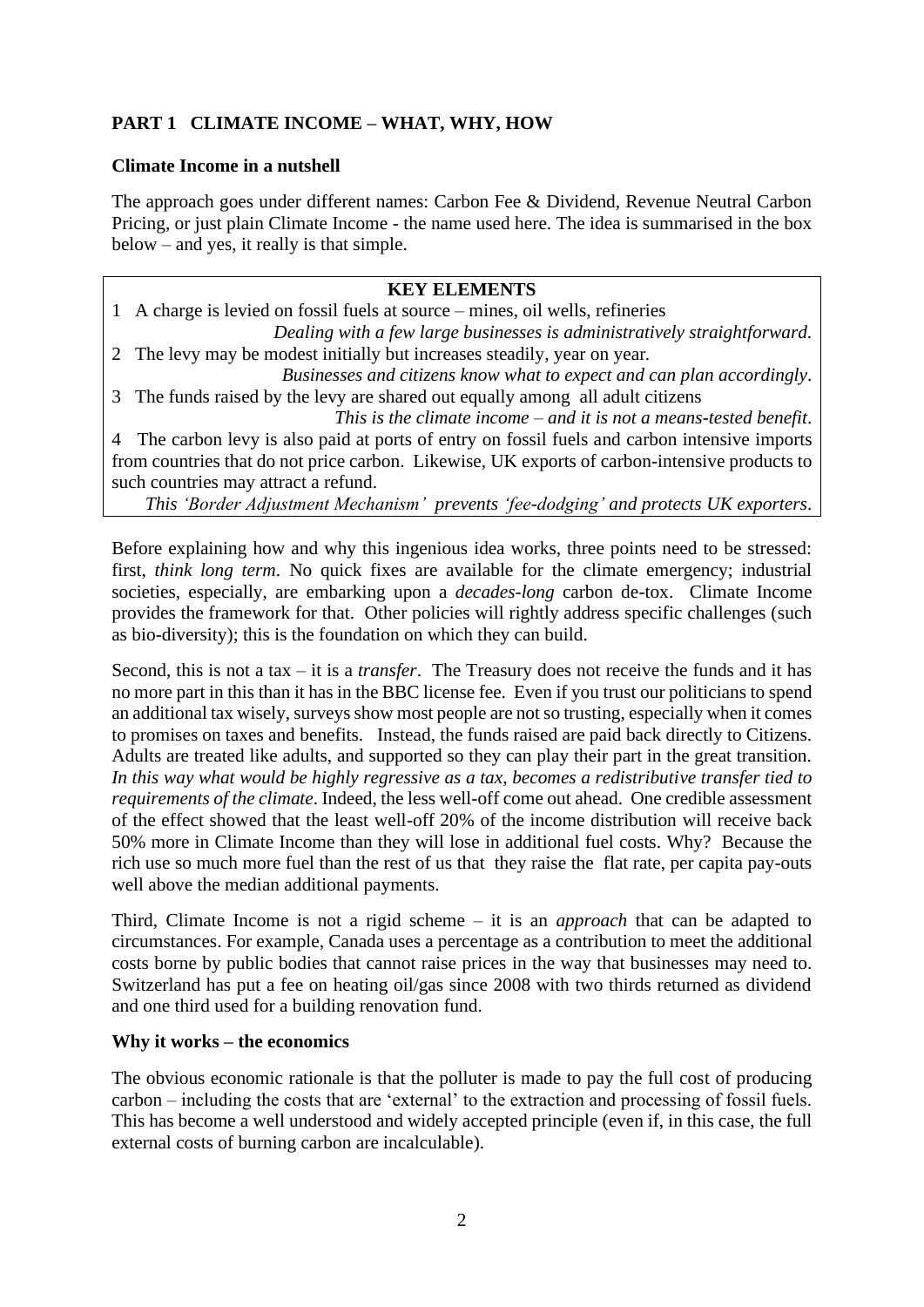## PART 1 CLIMATE INCOME – WHAT, WHY, HOW

### Climate Income in a nutshell

The approach goes under different names: Carbon Fee & Dividend, Revenue Neutral Carbon Pricing, or just plain Climate Income - the name used here. The idea is summarised in the box below – and yes, it really is that simple.

**KEY ELEMENTS**

1 A charge is levied on fossil fuels at source – mines, oil wells, refineries

*Dealing with a few large businesses is administratively straightforward.*

2 The levy may be modest initially but increases steadily, year on year.

*Businesses and citizens know what to expect and can plan accordingly.*

3 The funds raised by the levy are shared out equally among all adult citizens

*This is the climate income – and it is not a means-tested benefit.*

4 The carbon levy is also paid at ports of entry on fossil fuels and carbon intensive imports from countries that do not price carbon. Likewise, UK exports of carbon-intensive products to such countries may attract a refund.

*This 'Border Adjustment Mechanism' prevents 'fee-dodging' and protects UK exporters.*

Before explaining how and why this ingenious idea works, three points need to be stressed: first, *think long term*. No quick fixes are available for the climate emergency; industrial societies, especially, are embarking upon a *decades-long* carbon de-tox. Climate Income provides the framework for that. Other policies will rightly address specific challenges (such as bio-diversity); this is the foundation on which they can build.

Second, this is not a tax – it is a *transfer*. The Treasury does not receive the funds and it has no more part in this than it has in the BBC license fee. Even if you trust our politicians to spend an additional tax wisely, surveys show most people are not so trusting, especially when it comes to promises on taxes and benefits. Instead, the funds raised are paid back directly to Citizens. Adults are treated like adults, and supported so they can play their part in the great transition. *In this way what would be highly regressive as a tax, becomes a redistributive transfer tied to requirements of the climate*. Indeed, the less well-off come out ahead. One credible assessment of the effect showed that the least well-off 20% of the income distribution will receive back 50% more in Climate Income than they will lose in additional fuel costs. Why? Because the rich use so much more fuel than the rest of us that they raise the flat rate, per capita pay-outs well above the median additional payments.

Third, Climate Income is not a rigid scheme – it is an *approach* that can be adapted to circumstances. For example, Canada uses a percentage as a contribution to meet the additional costs borne by public bodies that cannot raise prices in the way that businesses may need to. Switzerland has put a fee on heating oil/gas since 2008 with two thirds returned as dividend and one third used for a building renovation fund.

### Why it works – the economics

The obvious economic rationale is that the polluter is made to pay the full cost of producing carbon – including the costs that are 'external' to the extraction and processing of fossil fuels. This has become a well understood and widely accepted principle (even if, in this case, the full external costs of burning carbon are incalculable).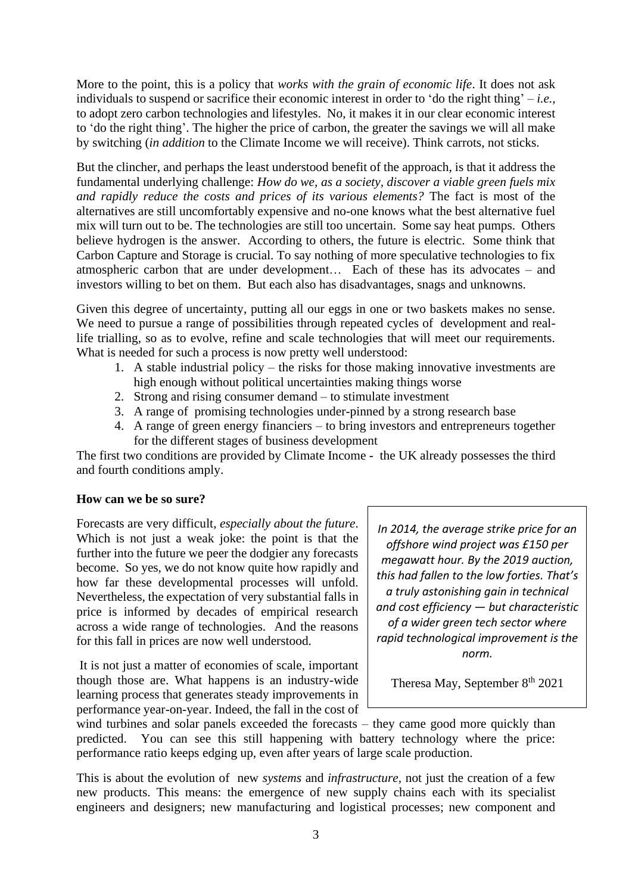More to the point, this is a policy that *works with the grain of economic life*. It does not ask individuals to suspend or sacrifice their economic interest in order to 'do the right thing' – *i.e.*, to adopt zero carbon technologies and lifestyles. No, it makes it in our clear economic interest to 'do the right thing'. The higher the price of carbon, the greater the savings we will all make by switching (*in addition* to the Climate Income we will receive). Think carrots, not sticks.

But the clincher, and perhaps the least understood benefit of the approach, is that it address the fundamental underlying challenge: *How do we, as a society, discover a viable green fuels mix and rapidly reduce the costs and prices of its various elements?* The fact is most of the alternatives are still uncomfortably expensive and no-one knows what the best alternative fuel mix will turn out to be. The technologies are still too uncertain. Some say heat pumps. Others believe hydrogen is the answer. According to others, the future is electric. Some think that Carbon Capture and Storage is crucial. To say nothing of more speculative technologies to fix atmospheric carbon that are under development… Each of these has its advocates – and investors willing to bet on them. But each also has disadvantages, snags and unknowns.

Given this degree of uncertainty, putting all our eggs in one or two baskets makes no sense. We need to pursue a range of possibilities through repeated cycles of development and real-life trialling, so as to evolve, refine and scale technologies that will meet our requirements. What is needed for such a process is now pretty well understood:

1. A stable industrial policy – the risks for those making innovative investments are high enough without political uncertainties making things worse
2. Strong and rising consumer demand – to stimulate investment
3. A range of promising technologies under-pinned by a strong research base
4. A range of green energy financiers – to bring investors and entrepreneurs together for the different stages of business development

The first two conditions are provided by Climate Income - the UK already possesses the third and fourth conditions amply.

**How can we be so sure?**

Forecasts are very difficult, *especially about the future*. Which is not just a weak joke: the point is that the further into the future we peer the dodgier any forecasts become. So yes, we do not know quite how rapidly and how far these developmental processes will unfold. Nevertheless, the expectation of very substantial falls in price is informed by decades of empirical research across a wide range of technologies. And the reasons for this fall in prices are now well understood.

It is not just a matter of economies of scale, important though those are. What happens is an industry-wide learning process that generates steady improvements in performance year-on-year. Indeed, the fall in the cost of wind turbines and solar panels exceeded the forecasts – they came good more quickly than predicted. You can see this still happening with battery technology where the price: performance ratio keeps edging up, even after years of large scale production.

> *In 2014, the average strike price for an offshore wind project was £150 per megawatt hour. By the 2019 auction, this had fallen to the low forties. That's a truly astonishing gain in technical and cost efficiency — but characteristic of a wider green tech sector where rapid technological improvement is the norm.*
>
> Theresa May, September 8th 2021

This is about the evolution of new *systems* and *infrastructure*, not just the creation of a few new products. This means: the emergence of new supply chains each with its specialist engineers and designers; new manufacturing and logistical processes; new component and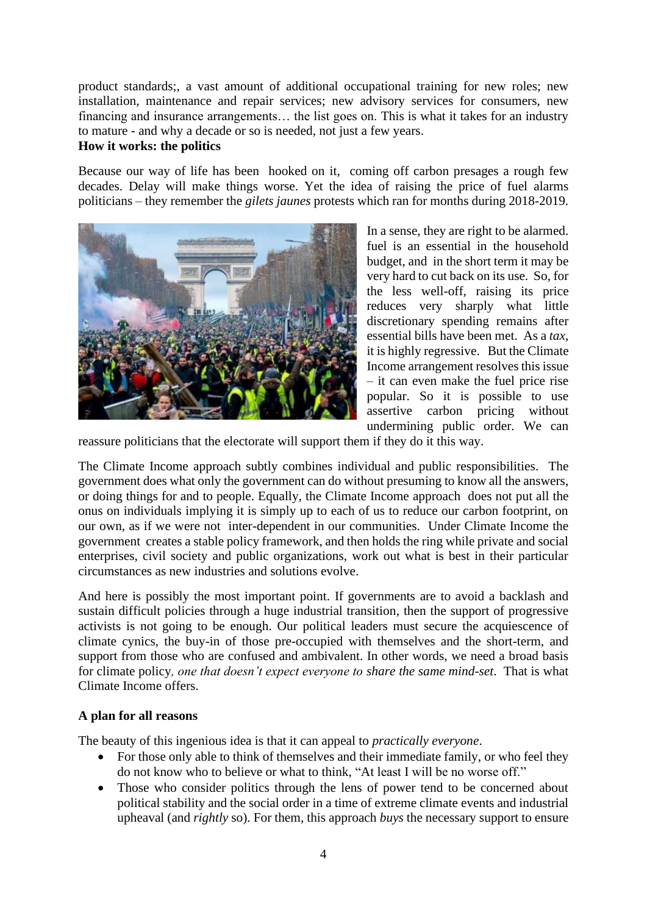product standards;, a vast amount of additional occupational training for new roles; new installation, maintenance and repair services; new advisory services for consumers, new financing and insurance arrangements… the list goes on. This is what it takes for an industry to mature - and why a decade or so is needed, not just a few years.

**How it works: the politics**

Because our way of life has been hooked on it, coming off carbon presages a rough few decades. Delay will make things worse. Yet the idea of raising the price of fuel alarms politicians – they remember the *gilets jaunes* protests which ran for months during 2018-2019.

In a sense, they are right to be alarmed. fuel is an essential in the household budget, and in the short term it may be very hard to cut back on its use. So, for the less well-off, raising its price reduces very sharply what little discretionary spending remains after essential bills have been met. As a *tax*, it is highly regressive. But the Climate Income arrangement resolves this issue – it can even make the fuel price rise popular. So it is possible to use assertive carbon pricing without undermining public order. We can reassure politicians that the electorate will support them if they do it this way.

The Climate Income approach subtly combines individual and public responsibilities. The government does what only the government can do without presuming to know all the answers, or doing things for and to people. Equally, the Climate Income approach does not put all the onus on individuals implying it is simply up to each of us to reduce our carbon footprint, on our own, as if we were not inter-dependent in our communities. Under Climate Income the government creates a stable policy framework, and then holds the ring while private and social enterprises, civil society and public organizations, work out what is best in their particular circumstances as new industries and solutions evolve.

And here is possibly the most important point. If governments are to avoid a backlash and sustain difficult policies through a huge industrial transition, then the support of progressive activists is not going to be enough. Our political leaders must secure the acquiescence of climate cynics, the buy-in of those pre-occupied with themselves and the short-term, and support from those who are confused and ambivalent. In other words, we need a broad basis for climate policy, *one that doesn't expect everyone to share the same mind-set*. That is what Climate Income offers.

**A plan for all reasons**

The beauty of this ingenious idea is that it can appeal to *practically everyone*.

- For those only able to think of themselves and their immediate family, or who feel they do not know who to believe or what to think, "At least I will be no worse off."
- Those who consider politics through the lens of power tend to be concerned about political stability and the social order in a time of extreme climate events and industrial upheaval (and *rightly* so). For them, this approach *buys* the necessary support to ensure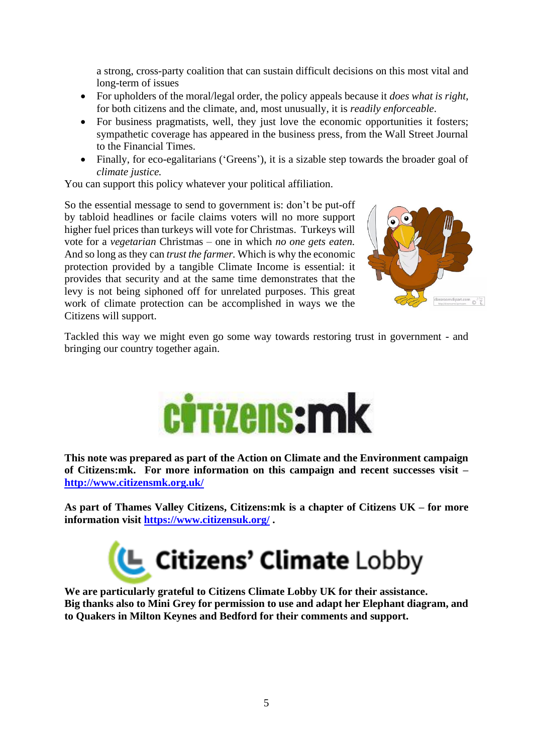a strong, cross-party coalition that can sustain difficult decisions on this most vital and long-term of issues

- For upholders of the moral/legal order, the policy appeals because it *does what is right*, for both citizens and the climate, and, most unusually, it is *readily enforceable*.
- For business pragmatists, well, they just love the economic opportunities it fosters; sympathetic coverage has appeared in the business press, from the Wall Street Journal to the Financial Times.
- Finally, for eco-egalitarians ('Greens'), it is a sizable step towards the broader goal of *climate justice.*

You can support this policy whatever your political affiliation.

So the essential message to send to government is: don't be put-off by tabloid headlines or facile claims voters will no more support higher fuel prices than turkeys will vote for Christmas. Turkeys will vote for a *vegetarian* Christmas – one in which *no one gets eaten.* And so long as they can *trust the farmer.* Which is why the economic protection provided by a tangible Climate Income is essential: it provides that security and at the same time demonstrates that the levy is not being siphoned off for unrelated purposes. This great work of climate protection can be accomplished in ways we the Citizens will support.

Tackled this way we might even go some way towards restoring trust in government - and bringing our country together again.

citizens:mk

**This note was prepared as part of the Action on Climate and the Environment campaign of Citizens:mk. For more information on this campaign and recent successes visit – [http://www.citizensmk.org.uk/](http://www.citizensmk.org.uk/)**

**As part of Thames Valley Citizens, Citizens:mk is a chapter of Citizens UK – for more information visit [https://www.citizensuk.org/](https://www.citizensuk.org/) .**

Citizens' Climate Lobby

**We are particularly grateful to Citizens Climate Lobby UK for their assistance.**
**Big thanks also to Mini Grey for permission to use and adapt her Elephant diagram, and to Quakers in Milton Keynes and Bedford for their comments and support.**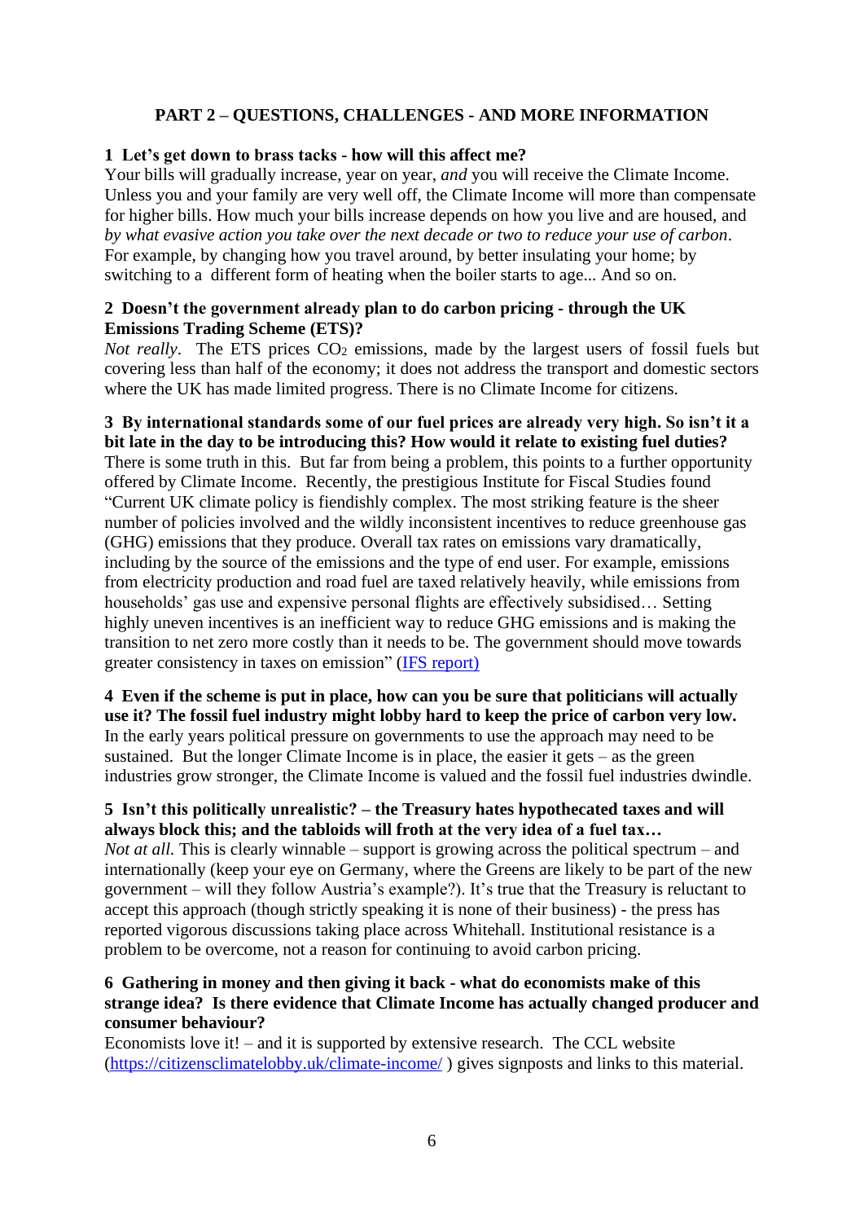## PART 2 – QUESTIONS, CHALLENGES - AND MORE INFORMATION

### 1 Let's get down to brass tacks - how will this affect me?

Your bills will gradually increase, year on year, *and* you will receive the Climate Income. Unless you and your family are very well off, the Climate Income will more than compensate for higher bills. How much your bills increase depends on how you live and are housed, and *by what evasive action you take over the next decade or two to reduce your use of carbon*. For example, by changing how you travel around, by better insulating your home; by switching to a different form of heating when the boiler starts to age... And so on.

### 2 Doesn't the government already plan to do carbon pricing - through the UK Emissions Trading Scheme (ETS)?

*Not really*. The ETS prices $CO_2$ emissions, made by the largest users of fossil fuels but covering less than half of the economy; it does not address the transport and domestic sectors where the UK has made limited progress. There is no Climate Income for citizens.

### 3 By international standards some of our fuel prices are already very high. So isn't it a bit late in the day to be introducing this? How would it relate to existing fuel duties?

There is some truth in this. But far from being a problem, this points to a further opportunity offered by Climate Income. Recently, the prestigious Institute for Fiscal Studies found "Current UK climate policy is fiendishly complex. The most striking feature is the sheer number of policies involved and the wildly inconsistent incentives to reduce greenhouse gas (GHG) emissions that they produce. Overall tax rates on emissions vary dramatically, including by the source of the emissions and the type of end user. For example, emissions from electricity production and road fuel are taxed relatively heavily, while emissions from households' gas use and expensive personal flights are effectively subsidised… Setting highly uneven incentives is an inefficient way to reduce GHG emissions and is making the transition to net zero more costly than it needs to be. The government should move towards greater consistency in taxes on emission" ([IFS report)](IFS report)

### 4 Even if the scheme is put in place, how can you be sure that politicians will actually use it? The fossil fuel industry might lobby hard to keep the price of carbon very low.

In the early years political pressure on governments to use the approach may need to be sustained. But the longer Climate Income is in place, the easier it gets – as the green industries grow stronger, the Climate Income is valued and the fossil fuel industries dwindle.

### 5 Isn't this politically unrealistic? – the Treasury hates hypothecated taxes and will always block this; and the tabloids will froth at the very idea of a fuel tax…

*Not at all.* This is clearly winnable – support is growing across the political spectrum – and internationally (keep your eye on Germany, where the Greens are likely to be part of the new government – will they follow Austria's example?). It's true that the Treasury is reluctant to accept this approach (though strictly speaking it is none of their business) - the press has reported vigorous discussions taking place across Whitehall. Institutional resistance is a problem to be overcome, not a reason for continuing to avoid carbon pricing.

### 6 Gathering in money and then giving it back - what do economists make of this strange idea? Is there evidence that Climate Income has actually changed producer and consumer behaviour?

Economists love it! – and it is supported by extensive research. The CCL website (https://citizensclimatelobby.uk/climate-income/ ) gives signposts and links to this material.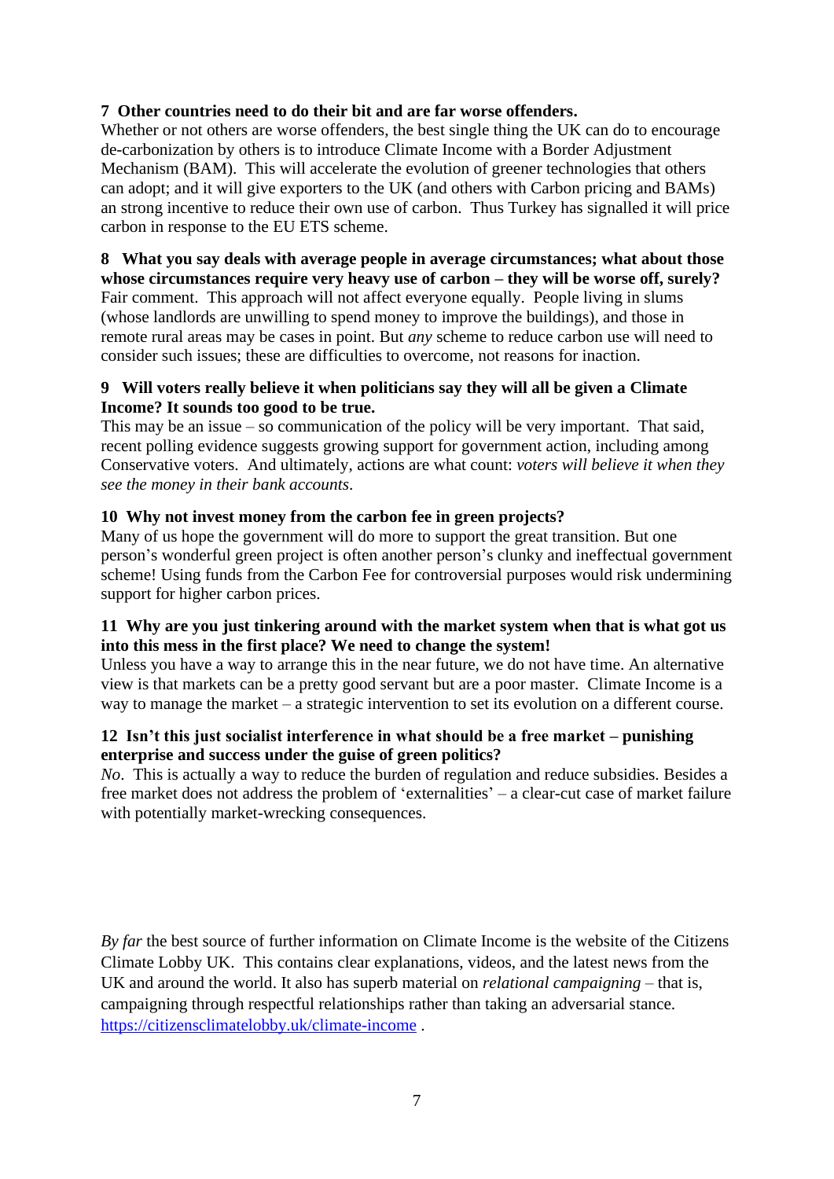**7 Other countries need to do their bit and are far worse offenders.**

Whether or not others are worse offenders, the best single thing the UK can do to encourage de-carbonization by others is to introduce Climate Income with a Border Adjustment Mechanism (BAM). This will accelerate the evolution of greener technologies that others can adopt; and it will give exporters to the UK (and others with Carbon pricing and BAMs) an strong incentive to reduce their own use of carbon. Thus Turkey has signalled it will price carbon in response to the EU ETS scheme.

**8 What you say deals with average people in average circumstances; what about those whose circumstances require very heavy use of carbon – they will be worse off, surely?**

Fair comment. This approach will not affect everyone equally. People living in slums (whose landlords are unwilling to spend money to improve the buildings), and those in remote rural areas may be cases in point. But *any* scheme to reduce carbon use will need to consider such issues; these are difficulties to overcome, not reasons for inaction.

**9 Will voters really believe it when politicians say they will all be given a Climate Income? It sounds too good to be true.**

This may be an issue – so communication of the policy will be very important. That said, recent polling evidence suggests growing support for government action, including among Conservative voters. And ultimately, actions are what count: *voters will believe it when they see the money in their bank accounts*.

**10 Why not invest money from the carbon fee in green projects?**

Many of us hope the government will do more to support the great transition. But one person's wonderful green project is often another person's clunky and ineffectual government scheme! Using funds from the Carbon Fee for controversial purposes would risk undermining support for higher carbon prices.

**11 Why are you just tinkering around with the market system when that is what got us into this mess in the first place? We need to change the system!**

Unless you have a way to arrange this in the near future, we do not have time. An alternative view is that markets can be a pretty good servant but are a poor master. Climate Income is a way to manage the market – a strategic intervention to set its evolution on a different course.

**12 Isn't this just socialist interference in what should be a free market – punishing enterprise and success under the guise of green politics?**

*No*. This is actually a way to reduce the burden of regulation and reduce subsidies. Besides a free market does not address the problem of 'externalities' – a clear-cut case of market failure with potentially market-wrecking consequences.

*By far* the best source of further information on Climate Income is the website of the Citizens Climate Lobby UK. This contains clear explanations, videos, and the latest news from the UK and around the world. It also has superb material on *relational campaigning* – that is, campaigning through respectful relationships rather than taking an adversarial stance. [https://citizensclimatelobby.uk/climate-income](https://citizensclimatelobby.uk/climate-income) .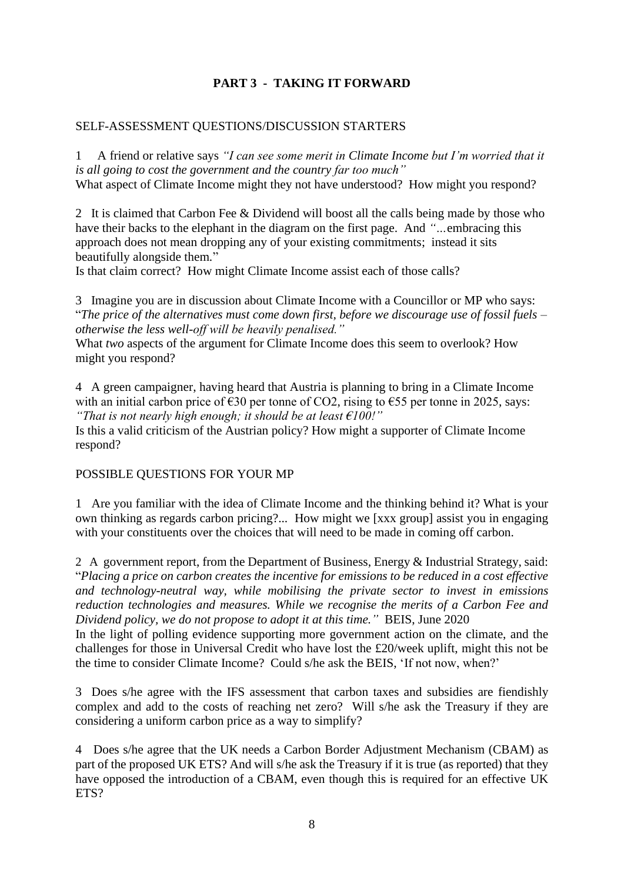## PART 3 - TAKING IT FORWARD

SELF-ASSESSMENT QUESTIONS/DISCUSSION STARTERS

1 A friend or relative says *"I can see some merit in Climate Income but I'm worried that it is all going to cost the government and the country far too much"*
What aspect of Climate Income might they not have understood? How might you respond?

2 It is claimed that Carbon Fee & Dividend will boost all the calls being made by those who have their backs to the elephant in the diagram on the first page. And *"...*embracing this approach does not mean dropping any of your existing commitments; instead it sits beautifully alongside them."
Is that claim correct? How might Climate Income assist each of those calls?

3 Imagine you are in discussion about Climate Income with a Councillor or MP who says: "*The price of the alternatives must come down first, before we discourage use of fossil fuels – otherwise the less well-off will be heavily penalised."*
What *two* aspects of the argument for Climate Income does this seem to overlook? How might you respond?

4 A green campaigner, having heard that Austria is planning to bring in a Climate Income with an initial carbon price of €30 per tonne of $CO_2$, rising to €55 per tonne in 2025, says: *"That is not nearly high enough; it should be at least €100!"*
Is this a valid criticism of the Austrian policy? How might a supporter of Climate Income respond?

POSSIBLE QUESTIONS FOR YOUR MP

1 Are you familiar with the idea of Climate Income and the thinking behind it? What is your own thinking as regards carbon pricing?... How might we [xxx group] assist you in engaging with your constituents over the choices that will need to be made in coming off carbon.

2 A government report, from the Department of Business, Energy & Industrial Strategy, said: "*Placing a price on carbon creates the incentive for emissions to be reduced in a cost effective and technology-neutral way, while mobilising the private sector to invest in emissions reduction technologies and measures. While we recognise the merits of a Carbon Fee and Dividend policy, we do not propose to adopt it at this time."* BEIS, June 2020
In the light of polling evidence supporting more government action on the climate, and the challenges for those in Universal Credit who have lost the £20/week uplift, might this not be the time to consider Climate Income? Could s/he ask the BEIS, 'If not now, when?'

3 Does s/he agree with the IFS assessment that carbon taxes and subsidies are fiendishly complex and add to the costs of reaching net zero? Will s/he ask the Treasury if they are considering a uniform carbon price as a way to simplify?

4 Does s/he agree that the UK needs a Carbon Border Adjustment Mechanism (CBAM) as part of the proposed UK ETS? And will s/he ask the Treasury if it is true (as reported) that they have opposed the introduction of a CBAM, even though this is required for an effective UK ETS?